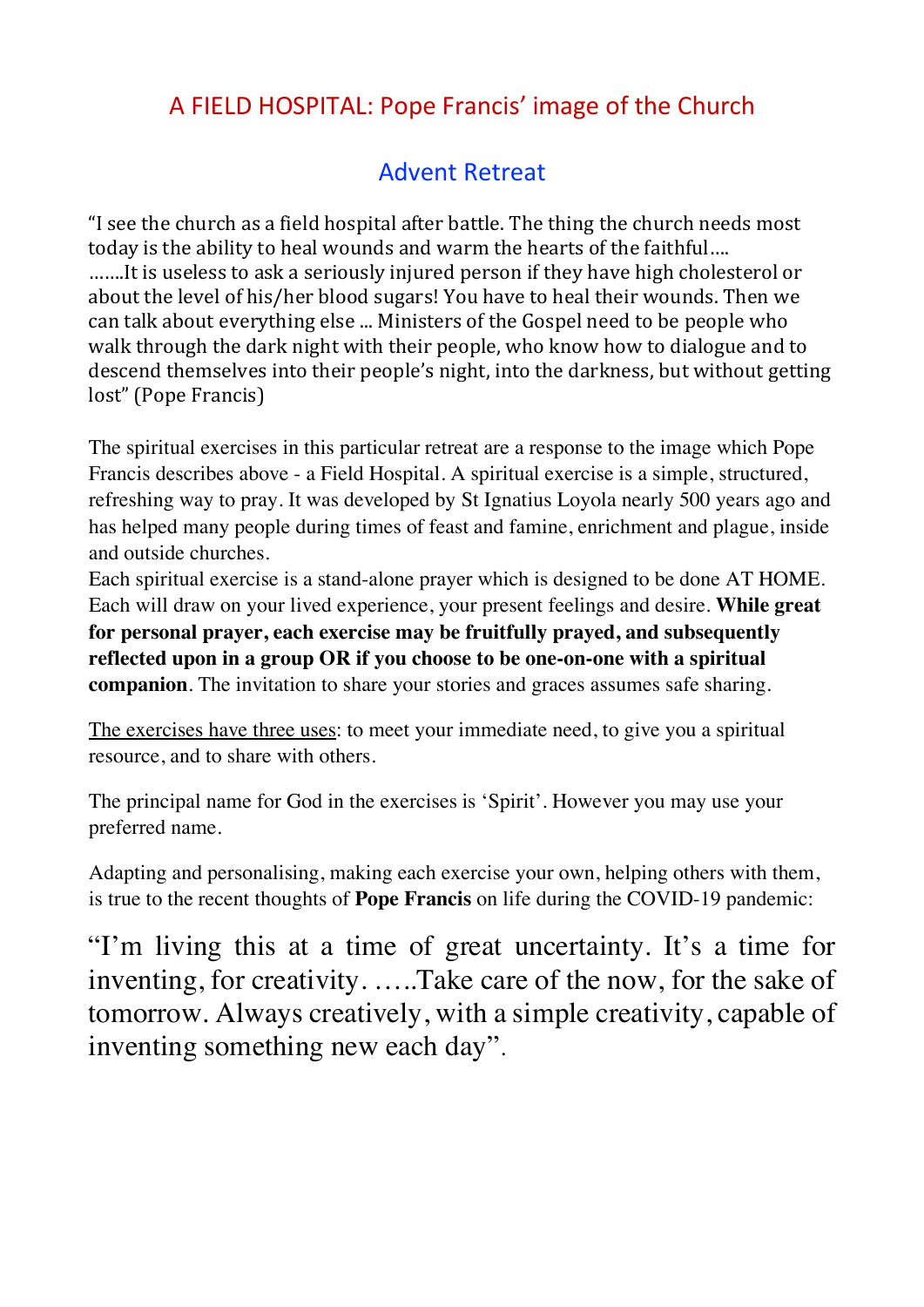# A FIELD HOSPITAL: Pope Francis' image of the Church

## Advent Retreat

"I see the church as a field hospital after battle. The thing the church needs most today is the ability to heal wounds and warm the hearts of the faithful….
…….It is useless to ask a seriously injured person if they have high cholesterol or about the level of his/her blood sugars! You have to heal their wounds. Then we can talk about everything else … Ministers of the Gospel need to be people who walk through the dark night with their people, who know how to dialogue and to descend themselves into their people's night, into the darkness, but without getting lost" (Pope Francis)

The spiritual exercises in this particular retreat are a response to the image which Pope Francis describes above - a Field Hospital. A spiritual exercise is a simple, structured, refreshing way to pray. It was developed by St Ignatius Loyola nearly 500 years ago and has helped many people during times of feast and famine, enrichment and plague, inside and outside churches.
Each spiritual exercise is a stand-alone prayer which is designed to be done AT HOME. Each will draw on your lived experience, your present feelings and desire. **While great for personal prayer, each exercise may be fruitfully prayed, and subsequently reflected upon in a group OR if you choose to be one-on-one with a spiritual companion**. The invitation to share your stories and graces assumes safe sharing.

<u>The exercises have three uses</u>: to meet your immediate need, to give you a spiritual resource, and to share with others.

The principal name for God in the exercises is 'Spirit'. However you may use your preferred name.

Adapting and personalising, making each exercise your own, helping others with them, is true to the recent thoughts of **Pope Francis** on life during the COVID-19 pandemic:

"I'm living this at a time of great uncertainty. It's a time for inventing, for creativity. …..Take care of the now, for the sake of tomorrow. Always creatively, with a simple creativity, capable of inventing something new each day".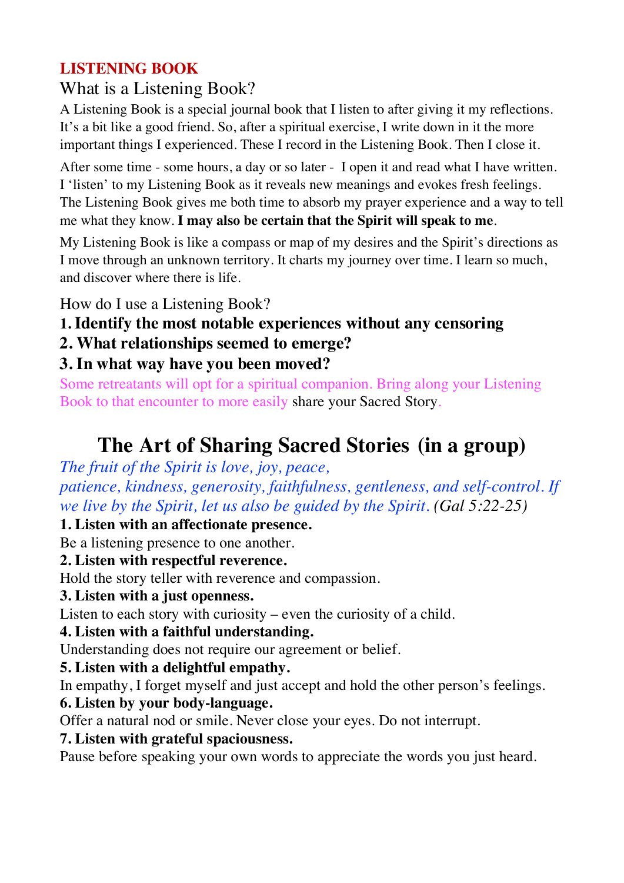## LISTENING BOOK

### What is a Listening Book?

A Listening Book is a special journal book that I listen to after giving it my reflections. It's a bit like a good friend. So, after a spiritual exercise, I write down in it the more important things I experienced. These I record in the Listening Book. Then I close it.

After some time - some hours, a day or so later - I open it and read what I have written. I 'listen' to my Listening Book as it reveals new meanings and evokes fresh feelings. The Listening Book gives me both time to absorb my prayer experience and a way to tell me what they know. **I may also be certain that the Spirit will speak to me**.

My Listening Book is like a compass or map of my desires and the Spirit's directions as I move through an unknown territory. It charts my journey over time. I learn so much, and discover where there is life.

### How do I use a Listening Book?

**1. Identify the most notable experiences without any censoring**

**2. What relationships seemed to emerge?**

**3. In what way have you been moved?**

Some retreatants will opt for a spiritual companion. Bring along your Listening Book to that encounter to more easily share your Sacred Story.

# The Art of Sharing Sacred Stories (in a group)

*The fruit of the Spirit is love, joy, peace, patience, kindness, generosity, faithfulness, gentleness, and self-control. If we live by the Spirit, let us also be guided by the Spirit. (Gal 5:22-25)*

**1. Listen with an affectionate presence.**
Be a listening presence to one another.

**2. Listen with respectful reverence.**
Hold the story teller with reverence and compassion.

**3. Listen with a just openness.**
Listen to each story with curiosity – even the curiosity of a child.

**4. Listen with a faithful understanding.**
Understanding does not require our agreement or belief.

**5. Listen with a delightful empathy.**
In empathy, I forget myself and just accept and hold the other person's feelings.

**6. Listen by your body-language.**
Offer a natural nod or smile. Never close your eyes. Do not interrupt.

**7. Listen with grateful spaciousness.**
Pause before speaking your own words to appreciate the words you just heard.